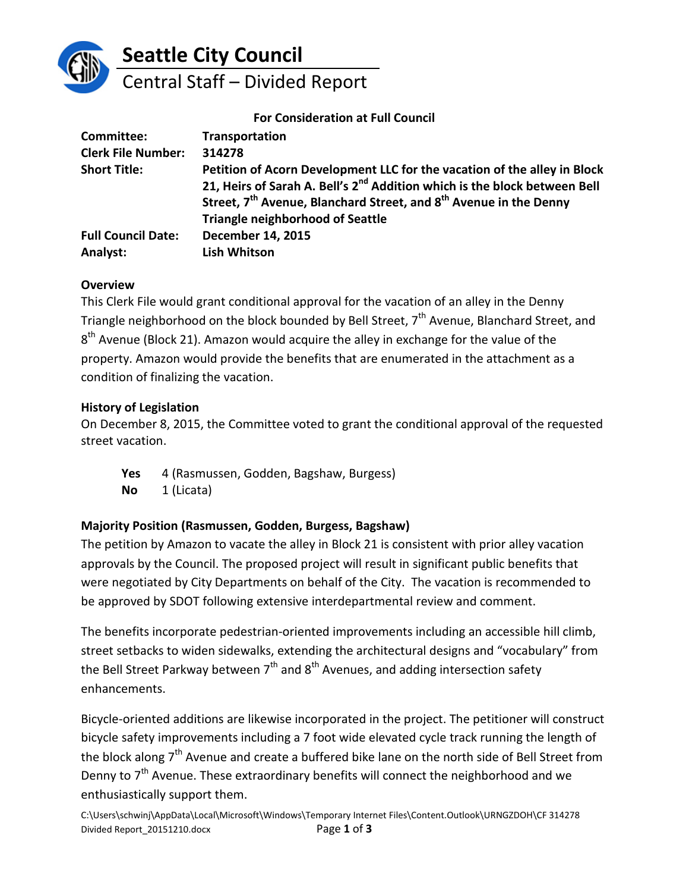# Seattle City Council

## Central Staff – Divided Report

**For Consideration at Full Council**

| | |
|---|---|
| **Committee:** | **Transportation** |
| **Clerk File Number:** | **314278** |
| **Short Title:** | **Petition of Acorn Development LLC for the vacation of the alley in Block 21, Heirs of Sarah A. Bell's 2nd Addition which is the block between Bell Street, 7th Avenue, Blanchard Street, and 8th Avenue in the Denny Triangle neighborhood of Seattle** |
| **Full Council Date:** | **December 14, 2015** |
| **Analyst:** | **Lish Whitson** |

### Overview

This Clerk File would grant conditional approval for the vacation of an alley in the Denny Triangle neighborhood on the block bounded by Bell Street, 7th Avenue, Blanchard Street, and 8th Avenue (Block 21). Amazon would acquire the alley in exchange for the value of the property. Amazon would provide the benefits that are enumerated in the attachment as a condition of finalizing the vacation.

### History of Legislation

On December 8, 2015, the Committee voted to grant the conditional approval of the requested street vacation.

**Yes** 4 (Rasmussen, Godden, Bagshaw, Burgess)
**No** 1 (Licata)

### Majority Position (Rasmussen, Godden, Burgess, Bagshaw)

The petition by Amazon to vacate the alley in Block 21 is consistent with prior alley vacation approvals by the Council. The proposed project will result in significant public benefits that were negotiated by City Departments on behalf of the City. The vacation is recommended to be approved by SDOT following extensive interdepartmental review and comment.

The benefits incorporate pedestrian-oriented improvements including an accessible hill climb, street setbacks to widen sidewalks, extending the architectural designs and "vocabulary" from the Bell Street Parkway between 7th and 8th Avenues, and adding intersection safety enhancements.

Bicycle-oriented additions are likewise incorporated in the project. The petitioner will construct bicycle safety improvements including a 7 foot wide elevated cycle track running the length of the block along 7th Avenue and create a buffered bike lane on the north side of Bell Street from Denny to 7th Avenue. These extraordinary benefits will connect the neighborhood and we enthusiastically support them.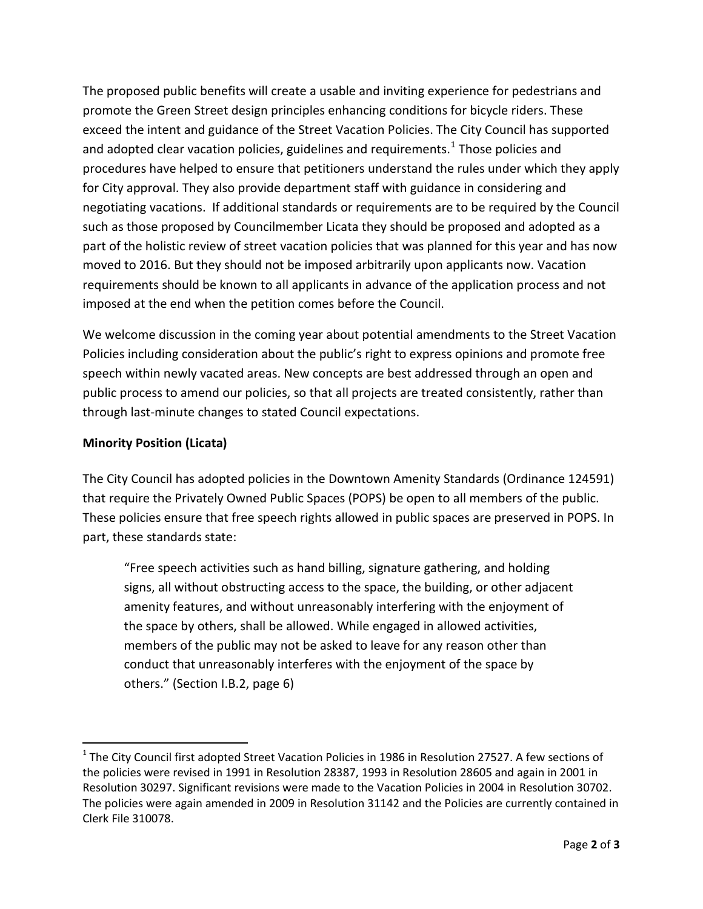The proposed public benefits will create a usable and inviting experience for pedestrians and promote the Green Street design principles enhancing conditions for bicycle riders. These exceed the intent and guidance of the Street Vacation Policies. The City Council has supported and adopted clear vacation policies, guidelines and requirements.[1] Those policies and procedures have helped to ensure that petitioners understand the rules under which they apply for City approval. They also provide department staff with guidance in considering and negotiating vacations. If additional standards or requirements are to be required by the Council such as those proposed by Councilmember Licata they should be proposed and adopted as a part of the holistic review of street vacation policies that was planned for this year and has now moved to 2016. But they should not be imposed arbitrarily upon applicants now. Vacation requirements should be known to all applicants in advance of the application process and not imposed at the end when the petition comes before the Council.

We welcome discussion in the coming year about potential amendments to the Street Vacation Policies including consideration about the public's right to express opinions and promote free speech within newly vacated areas. New concepts are best addressed through an open and public process to amend our policies, so that all projects are treated consistently, rather than through last-minute changes to stated Council expectations.

**Minority Position (Licata)**

The City Council has adopted policies in the Downtown Amenity Standards (Ordinance 124591) that require the Privately Owned Public Spaces (POPS) be open to all members of the public. These policies ensure that free speech rights allowed in public spaces are preserved in POPS. In part, these standards state:

> "Free speech activities such as hand billing, signature gathering, and holding signs, all without obstructing access to the space, the building, or other adjacent amenity features, and without unreasonably interfering with the enjoyment of the space by others, shall be allowed. While engaged in allowed activities, members of the public may not be asked to leave for any reason other than conduct that unreasonably interferes with the enjoyment of the space by others." (Section I.B.2, page 6)

---

[1] The City Council first adopted Street Vacation Policies in 1986 in Resolution 27527. A few sections of the policies were revised in 1991 in Resolution 28387, 1993 in Resolution 28605 and again in 2001 in Resolution 30297. Significant revisions were made to the Vacation Policies in 2004 in Resolution 30702. The policies were again amended in 2009 in Resolution 31142 and the Policies are currently contained in Clerk File 310078.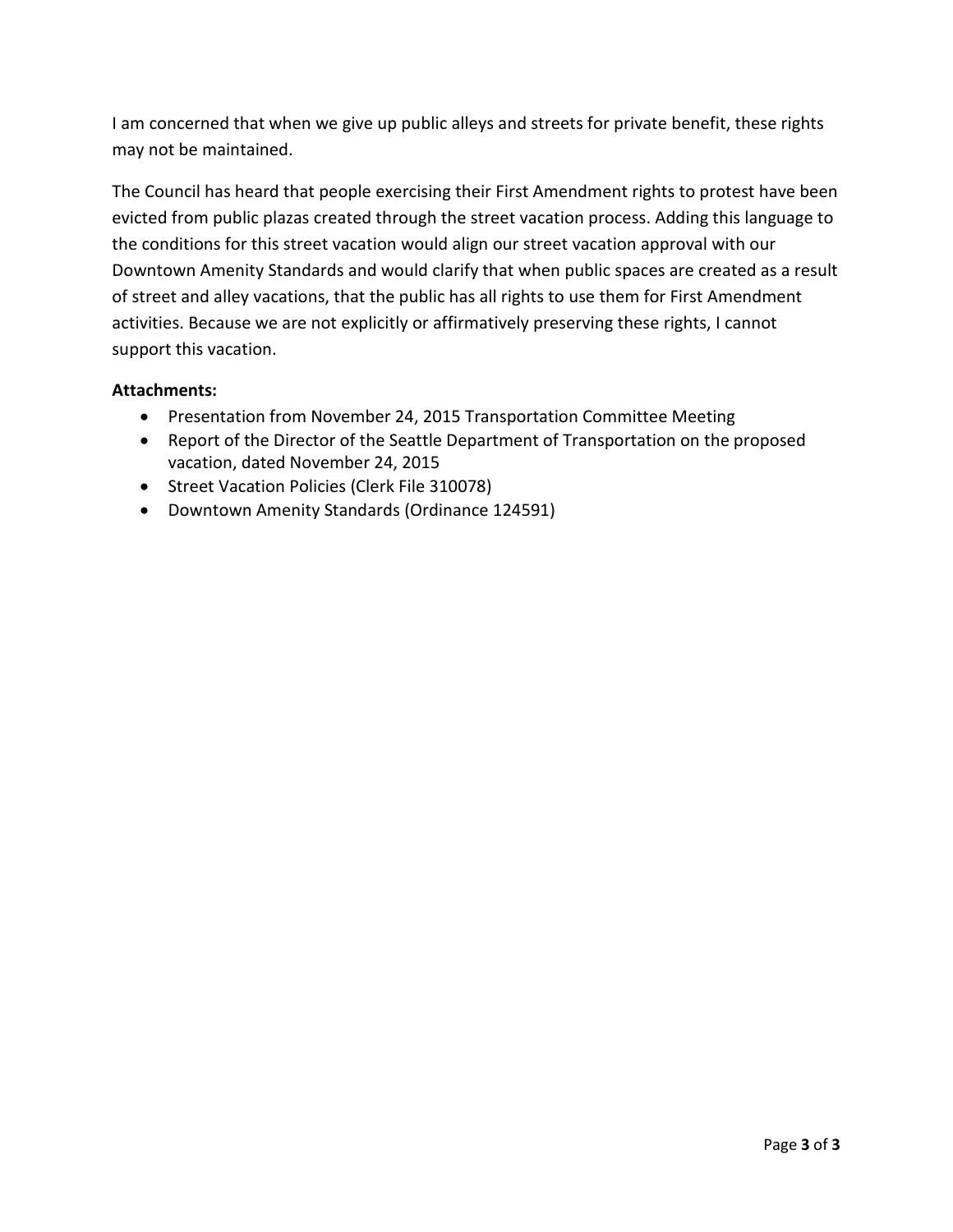I am concerned that when we give up public alleys and streets for private benefit, these rights may not be maintained.

The Council has heard that people exercising their First Amendment rights to protest have been evicted from public plazas created through the street vacation process. Adding this language to the conditions for this street vacation would align our street vacation approval with our Downtown Amenity Standards and would clarify that when public spaces are created as a result of street and alley vacations, that the public has all rights to use them for First Amendment activities. Because we are not explicitly or affirmatively preserving these rights, I cannot support this vacation.

**Attachments:**

- Presentation from November 24, 2015 Transportation Committee Meeting
- Report of the Director of the Seattle Department of Transportation on the proposed vacation, dated November 24, 2015
- Street Vacation Policies (Clerk File 310078)
- Downtown Amenity Standards (Ordinance 124591)